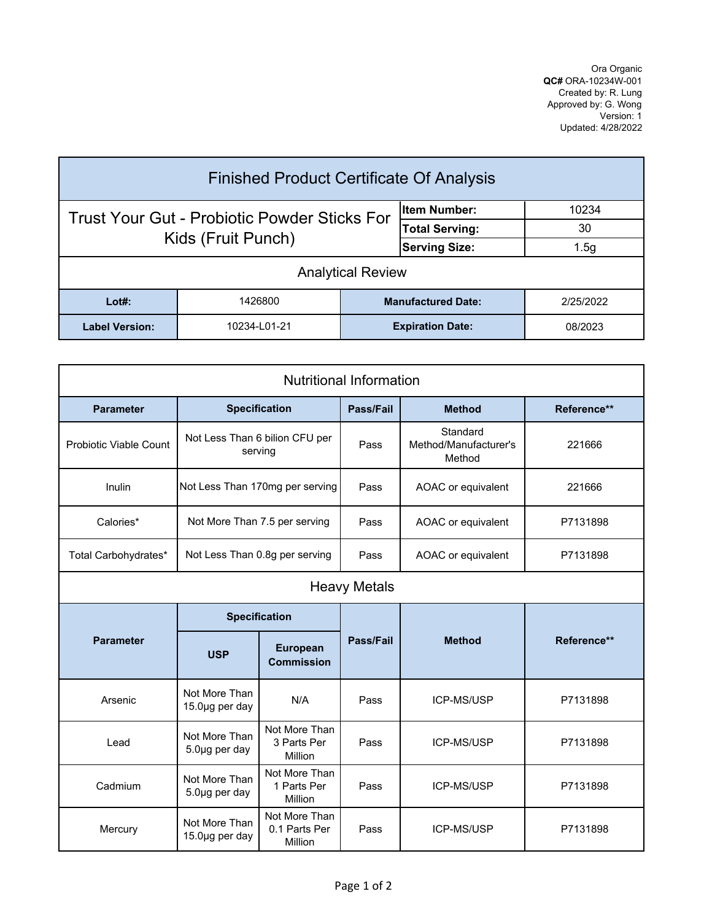Ora Organic
**QC#** ORA-10234W-001
Created by: R. Lung
Approved by: G. Wong
Version: 1
Updated: 4/28/2022

# Finished Product Certificate Of Analysis

| Trust Your Gut - Probiotic Powder Sticks For Kids (Fruit Punch) | | |
|---|---|---|
| | **Item Number:** | 10234 |
| | **Total Serving:** | 30 |
| | **Serving Size:** | 1.5g |

## Analytical Review

| **Lot#:** | 1426800 | **Manufactured Date:** | 2/25/2022 |
|---|---|---|---|
| **Label Version:** | 10234-L01-21 | **Expiration Date:** | 08/2023 |

## Nutritional Information

| Parameter | Specification | Pass/Fail | Method | Reference** |
|---|---|---|---|---|
| Probiotic Viable Count | Not Less Than 6 bilion CFU per serving | Pass | Standard Method/Manufacturer's Method | 221666 |
| Inulin | Not Less Than 170mg per serving | Pass | AOAC or equivalent | 221666 |
| Calories* | Not More Than 7.5 per serving | Pass | AOAC or equivalent | P7131898 |
| Total Carbohydrates* | Not Less Than 0.8g per serving | Pass | AOAC or equivalent | P7131898 |

## Heavy Metals

| Parameter | Specification | | Pass/Fail | Method | Reference** |
|---|---|---|---|---|---|
| | USP | European Commission | | | |
| Arsenic | Not More Than 15.0µg per day | N/A | Pass | ICP-MS/USP | P7131898 |
| Lead | Not More Than 5.0µg per day | Not More Than 3 Parts Per Million | Pass | ICP-MS/USP | P7131898 |
| Cadmium | Not More Than 5.0µg per day | Not More Than 1 Parts Per Million | Pass | ICP-MS/USP | P7131898 |
| Mercury | Not More Than 15.0µg per day | Not More Than 0.1 Parts Per Million | Pass | ICP-MS/USP | P7131898 |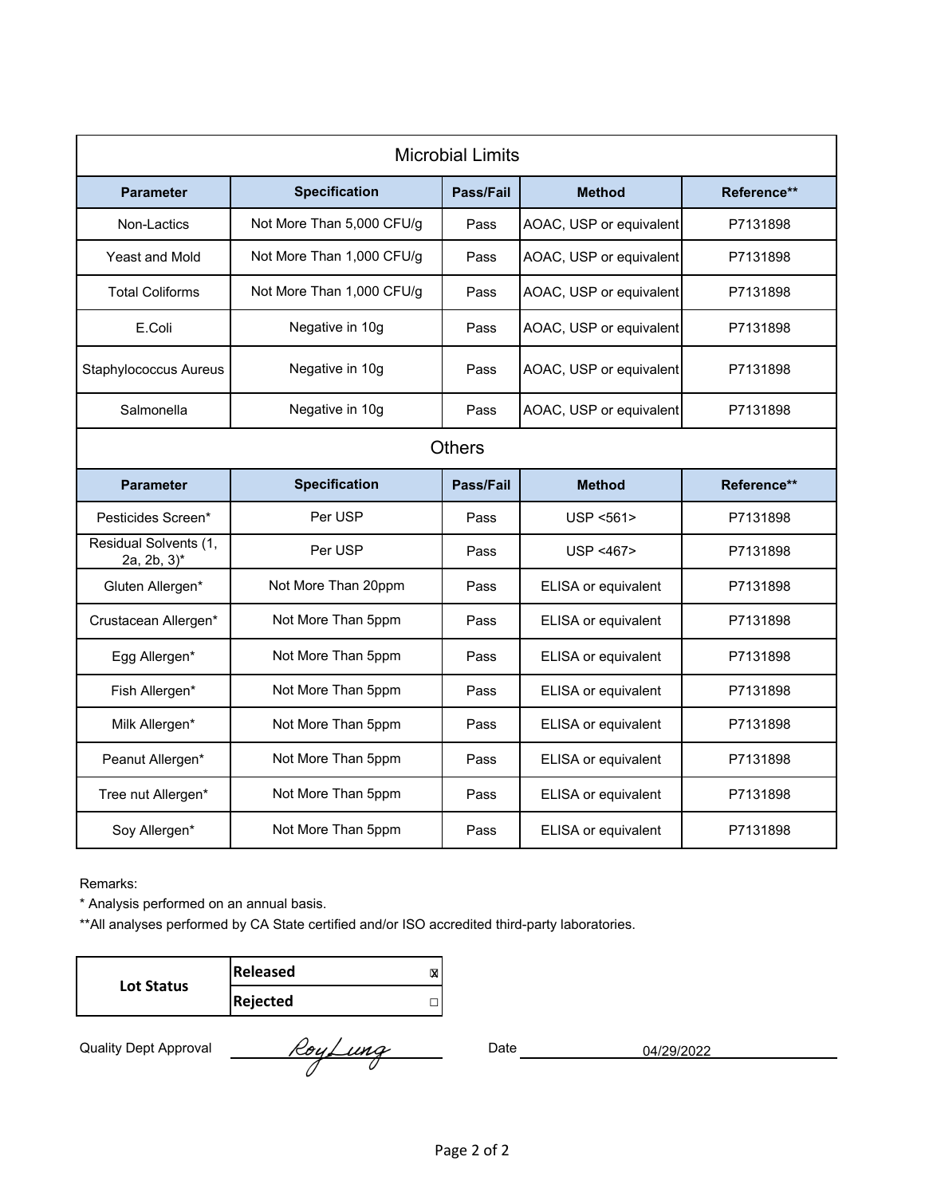## Microbial Limits

| Parameter | Specification | Pass/Fail | Method | Reference** |
|---|---|---|---|---|
| Non-Lactics | Not More Than 5,000 CFU/g | Pass | AOAC, USP or equivalent | P7131898 |
| Yeast and Mold | Not More Than 1,000 CFU/g | Pass | AOAC, USP or equivalent | P7131898 |
| Total Coliforms | Not More Than 1,000 CFU/g | Pass | AOAC, USP or equivalent | P7131898 |
| E.Coli | Negative in 10g | Pass | AOAC, USP or equivalent | P7131898 |
| Staphylococcus Aureus | Negative in 10g | Pass | AOAC, USP or equivalent | P7131898 |
| Salmonella | Negative in 10g | Pass | AOAC, USP or equivalent | P7131898 |

## Others

| Parameter | Specification | Pass/Fail | Method | Reference** |
|---|---|---|---|---|
| Pesticides Screen* | Per USP | Pass | USP <561> | P7131898 |
| Residual Solvents (1, 2a, 2b, 3)* | Per USP | Pass | USP <467> | P7131898 |
| Gluten Allergen* | Not More Than 20ppm | Pass | ELISA or equivalent | P7131898 |
| Crustacean Allergen* | Not More Than 5ppm | Pass | ELISA or equivalent | P7131898 |
| Egg Allergen* | Not More Than 5ppm | Pass | ELISA or equivalent | P7131898 |
| Fish Allergen* | Not More Than 5ppm | Pass | ELISA or equivalent | P7131898 |
| Milk Allergen* | Not More Than 5ppm | Pass | ELISA or equivalent | P7131898 |
| Peanut Allergen* | Not More Than 5ppm | Pass | ELISA or equivalent | P7131898 |
| Tree nut Allergen* | Not More Than 5ppm | Pass | ELISA or equivalent | P7131898 |
| Soy Allergen* | Not More Than 5ppm | Pass | ELISA or equivalent | P7131898 |

Remarks:

* Analysis performed on an annual basis.

**All analyses performed by CA State certified and/or ISO accredited third-party laboratories.

| | | |
|---|---|---|
| **Lot Status** | **Released** | ☒ |
| | **Rejected** | ☐ |

Quality Dept Approval: Roy Lung

Date: 04/29/2022